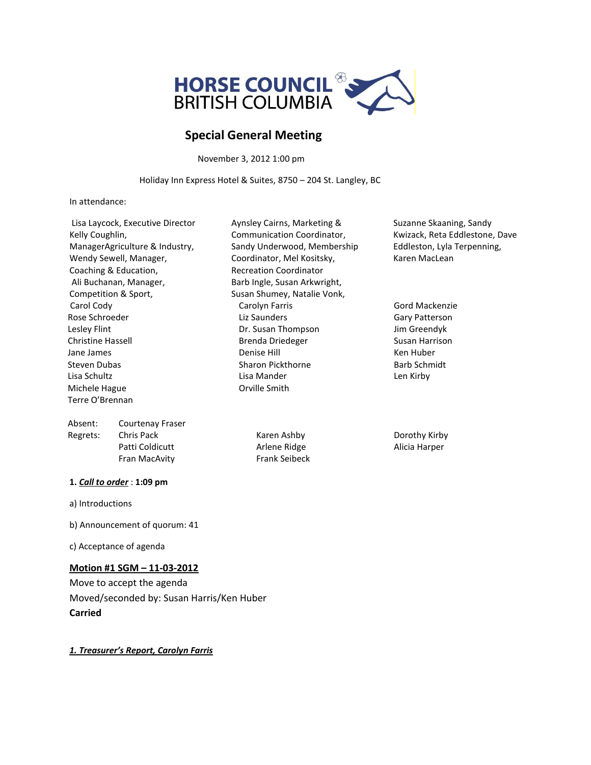# HORSE COUNCIL BRITISH COLUMBIA

## Special General Meeting

November 3, 2012 1:00 pm

Holiday Inn Express Hotel & Suites, 8750 – 204 St. Langley, BC

In attendance:

Lisa Laycock, Executive Director Kelly Coughlin, ManagerAgriculture & Industry, Wendy Sewell, Manager, Coaching & Education, Ali Buchanan, Manager, Competition & Sport, Aynsley Cairns, Marketing & Communication Coordinator, Sandy Underwood, Membership Coordinator, Mel Kositsky, Recreation Coordinator Barb Ingle, Susan Arkwright, Susan Shumey, Natalie Vonk, Suzanne Skaaning, Sandy Kwizack, Reta Eddlestone, Dave Eddleston, Lyla Terpenning, Karen MacLean

Carol Cody
Rose Schroeder
Lesley Flint
Christine Hassell
Jane James
Steven Dubas
Lisa Schultz
Michele Hague
Terre O'Brennan
Carolyn Farris
Liz Saunders
Dr. Susan Thompson
Brenda Driedeger
Denise Hill
Sharon Pickthorne
Lisa Mander
Orville Smith
Gord Mackenzie
Gary Patterson
Jim Greendyk
Susan Harrison
Ken Huber
Barb Schmidt
Len Kirby

Absent: Courtenay Fraser

Regrets: Chris Pack, Patti Coldicutt, Fran MacAvity, Karen Ashby, Arlene Ridge, Frank Seibeck, Dorothy Kirby, Alicia Harper

**1. *Call to order* : 1:09 pm**

a) Introductions

b) Announcement of quorum: 41

c) Acceptance of agenda

**Motion #1 SGM – 11-03-2012**

Move to accept the agenda

Moved/seconded by: Susan Harris/Ken Huber

**Carried**

***1. Treasurer's Report, Carolyn Farris***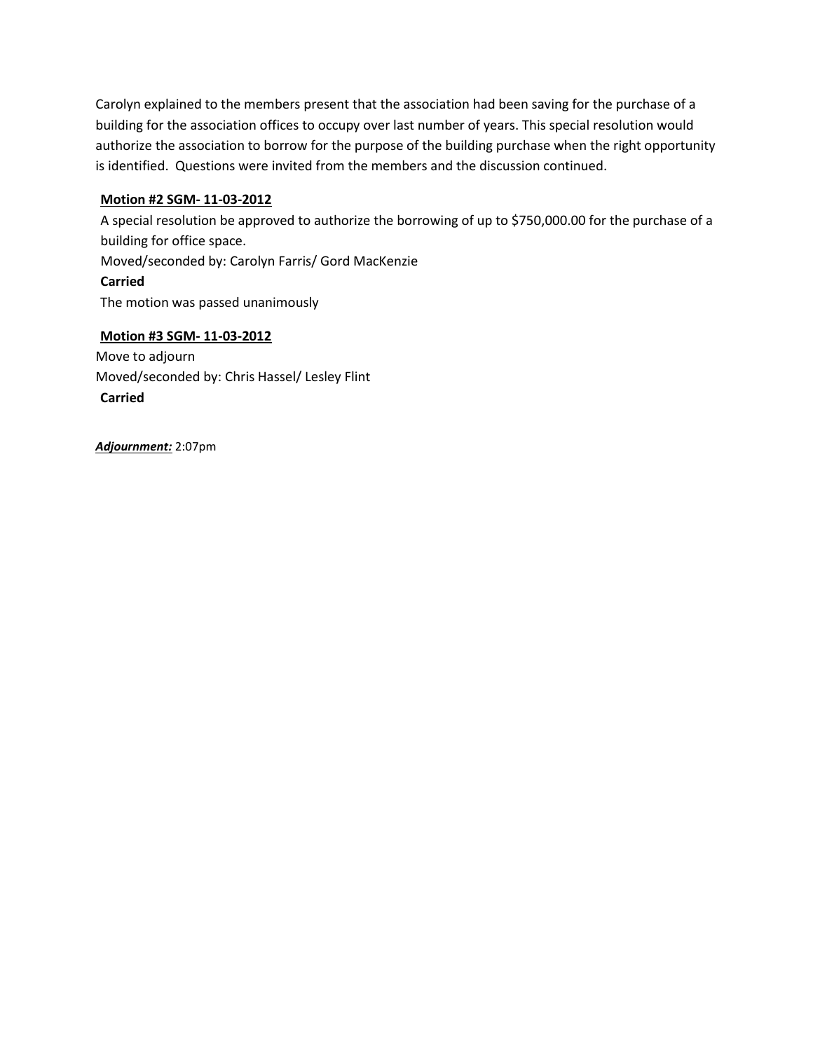Carolyn explained to the members present that the association had been saving for the purchase of a building for the association offices to occupy over last number of years. This special resolution would authorize the association to borrow for the purpose of the building purchase when the right opportunity is identified. Questions were invited from the members and the discussion continued.

**Motion #2 SGM- 11-03-2012**

A special resolution be approved to authorize the borrowing of up to $750,000.00 for the purchase of a building for office space.

Moved/seconded by: Carolyn Farris/ Gord MacKenzie

**Carried**

The motion was passed unanimously

**Motion #3 SGM- 11-03-2012**

Move to adjourn

Moved/seconded by: Chris Hassel/ Lesley Flint

**Carried**

***Adjournment:*** 2:07pm